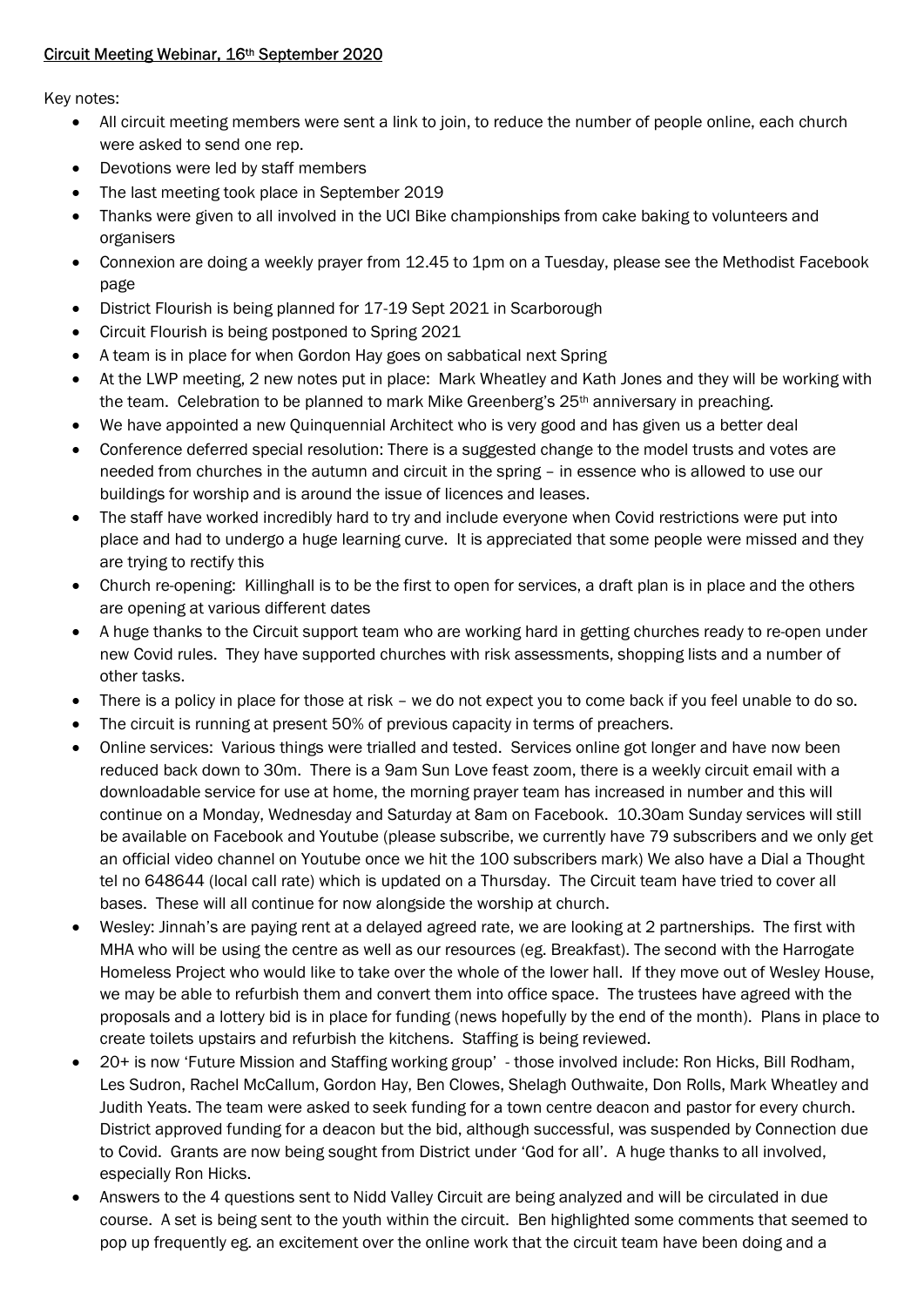Circuit Meeting Webinar, 16th September 2020

Key notes:

- All circuit meeting members were sent a link to join, to reduce the number of people online, each church were asked to send one rep.
- Devotions were led by staff members
- The last meeting took place in September 2019
- Thanks were given to all involved in the UCI Bike championships from cake baking to volunteers and organisers
- Connexion are doing a weekly prayer from 12.45 to 1pm on a Tuesday, please see the Methodist Facebook page
- District Flourish is being planned for 17-19 Sept 2021 in Scarborough
- Circuit Flourish is being postponed to Spring 2021
- A team is in place for when Gordon Hay goes on sabbatical next Spring
- At the LWP meeting, 2 new notes put in place: Mark Wheatley and Kath Jones and they will be working with the team. Celebration to be planned to mark Mike Greenberg's 25th anniversary in preaching.
- We have appointed a new Quinquennial Architect who is very good and has given us a better deal
- Conference deferred special resolution: There is a suggested change to the model trusts and votes are needed from churches in the autumn and circuit in the spring – in essence who is allowed to use our buildings for worship and is around the issue of licences and leases.
- The staff have worked incredibly hard to try and include everyone when Covid restrictions were put into place and had to undergo a huge learning curve. It is appreciated that some people were missed and they are trying to rectify this
- Church re-opening: Killinghall is to be the first to open for services, a draft plan is in place and the others are opening at various different dates
- A huge thanks to the Circuit support team who are working hard in getting churches ready to re-open under new Covid rules. They have supported churches with risk assessments, shopping lists and a number of other tasks.
- There is a policy in place for those at risk – we do not expect you to come back if you feel unable to do so.
- The circuit is running at present 50% of previous capacity in terms of preachers.
- Online services: Various things were trialled and tested. Services online got longer and have now been reduced back down to 30m. There is a 9am Sun Love feast zoom, there is a weekly circuit email with a downloadable service for use at home, the morning prayer team has increased in number and this will continue on a Monday, Wednesday and Saturday at 8am on Facebook. 10.30am Sunday services will still be available on Facebook and Youtube (please subscribe, we currently have 79 subscribers and we only get an official video channel on Youtube once we hit the 100 subscribers mark) We also have a Dial a Thought tel no 648644 (local call rate) which is updated on a Thursday. The Circuit team have tried to cover all bases. These will all continue for now alongside the worship at church.
- Wesley: Jinnah's are paying rent at a delayed agreed rate, we are looking at 2 partnerships. The first with MHA who will be using the centre as well as our resources (eg. Breakfast). The second with the Harrogate Homeless Project who would like to take over the whole of the lower hall. If they move out of Wesley House, we may be able to refurbish them and convert them into office space. The trustees have agreed with the proposals and a lottery bid is in place for funding (news hopefully by the end of the month). Plans in place to create toilets upstairs and refurbish the kitchens. Staffing is being reviewed.
- 20+ is now 'Future Mission and Staffing working group' - those involved include: Ron Hicks, Bill Rodham, Les Sudron, Rachel McCallum, Gordon Hay, Ben Clowes, Shelagh Outhwaite, Don Rolls, Mark Wheatley and Judith Yeats. The team were asked to seek funding for a town centre deacon and pastor for every church. District approved funding for a deacon but the bid, although successful, was suspended by Connection due to Covid. Grants are now being sought from District under 'God for all'. A huge thanks to all involved, especially Ron Hicks.
- Answers to the 4 questions sent to Nidd Valley Circuit are being analyzed and will be circulated in due course. A set is being sent to the youth within the circuit. Ben highlighted some comments that seemed to pop up frequently eg. an excitement over the online work that the circuit team have been doing and a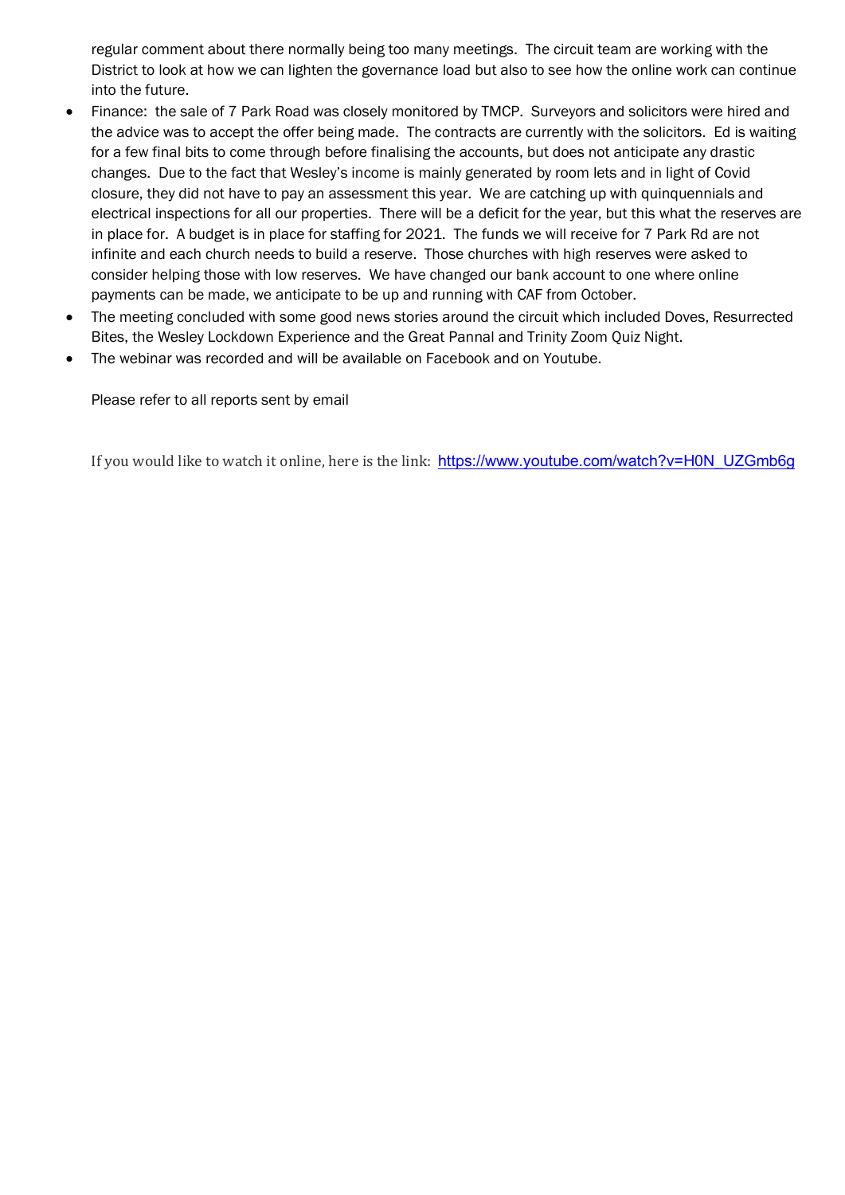regular comment about there normally being too many meetings. The circuit team are working with the District to look at how we can lighten the governance load but also to see how the online work can continue into the future.

- Finance: the sale of 7 Park Road was closely monitored by TMCP. Surveyors and solicitors were hired and the advice was to accept the offer being made. The contracts are currently with the solicitors. Ed is waiting for a few final bits to come through before finalising the accounts, but does not anticipate any drastic changes. Due to the fact that Wesley's income is mainly generated by room lets and in light of Covid closure, they did not have to pay an assessment this year. We are catching up with quinquennials and electrical inspections for all our properties. There will be a deficit for the year, but this what the reserves are in place for. A budget is in place for staffing for 2021. The funds we will receive for 7 Park Rd are not infinite and each church needs to build a reserve. Those churches with high reserves were asked to consider helping those with low reserves. We have changed our bank account to one where online payments can be made, we anticipate to be up and running with CAF from October.
- The meeting concluded with some good news stories around the circuit which included Doves, Resurrected Bites, the Wesley Lockdown Experience and the Great Pannal and Trinity Zoom Quiz Night.
- The webinar was recorded and will be available on Facebook and on Youtube.

Please refer to all reports sent by email

If you would like to watch it online, here is the link: [https://www.youtube.com/watch?v=H0N_UZGmb6g](https://www.youtube.com/watch?v=H0N_UZGmb6g)